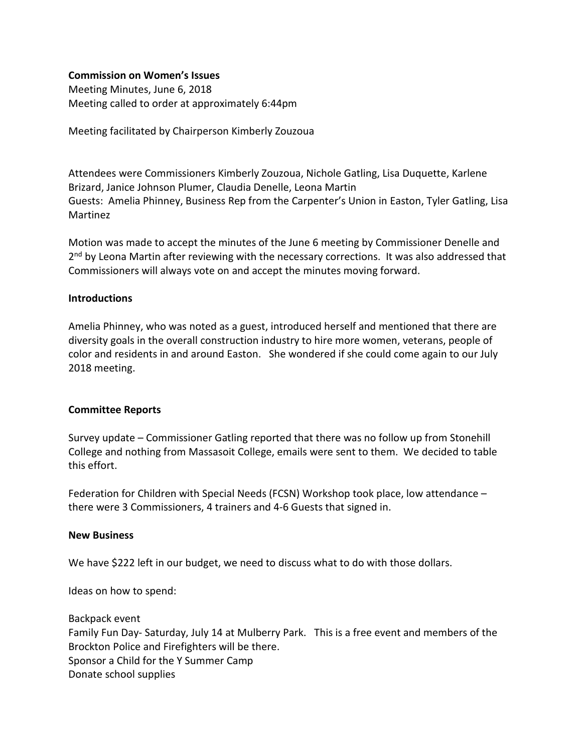**Commission on Women's Issues**
Meeting Minutes, June 6, 2018
Meeting called to order at approximately 6:44pm

Meeting facilitated by Chairperson Kimberly Zouzoua

Attendees were Commissioners Kimberly Zouzoua, Nichole Gatling, Lisa Duquette, Karlene Brizard, Janice Johnson Plumer, Claudia Denelle, Leona Martin
Guests: Amelia Phinney, Business Rep from the Carpenter's Union in Easton, Tyler Gatling, Lisa Martinez

Motion was made to accept the minutes of the June 6 meeting by Commissioner Denelle and 2nd by Leona Martin after reviewing with the necessary corrections. It was also addressed that Commissioners will always vote on and accept the minutes moving forward.

**Introductions**

Amelia Phinney, who was noted as a guest, introduced herself and mentioned that there are diversity goals in the overall construction industry to hire more women, veterans, people of color and residents in and around Easton. She wondered if she could come again to our July 2018 meeting.

**Committee Reports**

Survey update – Commissioner Gatling reported that there was no follow up from Stonehill College and nothing from Massasoit College, emails were sent to them. We decided to table this effort.

Federation for Children with Special Needs (FCSN) Workshop took place, low attendance – there were 3 Commissioners, 4 trainers and 4-6 Guests that signed in.

**New Business**

We have $222 left in our budget, we need to discuss what to do with those dollars.

Ideas on how to spend:

Backpack event
Family Fun Day- Saturday, July 14 at Mulberry Park. This is a free event and members of the Brockton Police and Firefighters will be there.
Sponsor a Child for the Y Summer Camp
Donate school supplies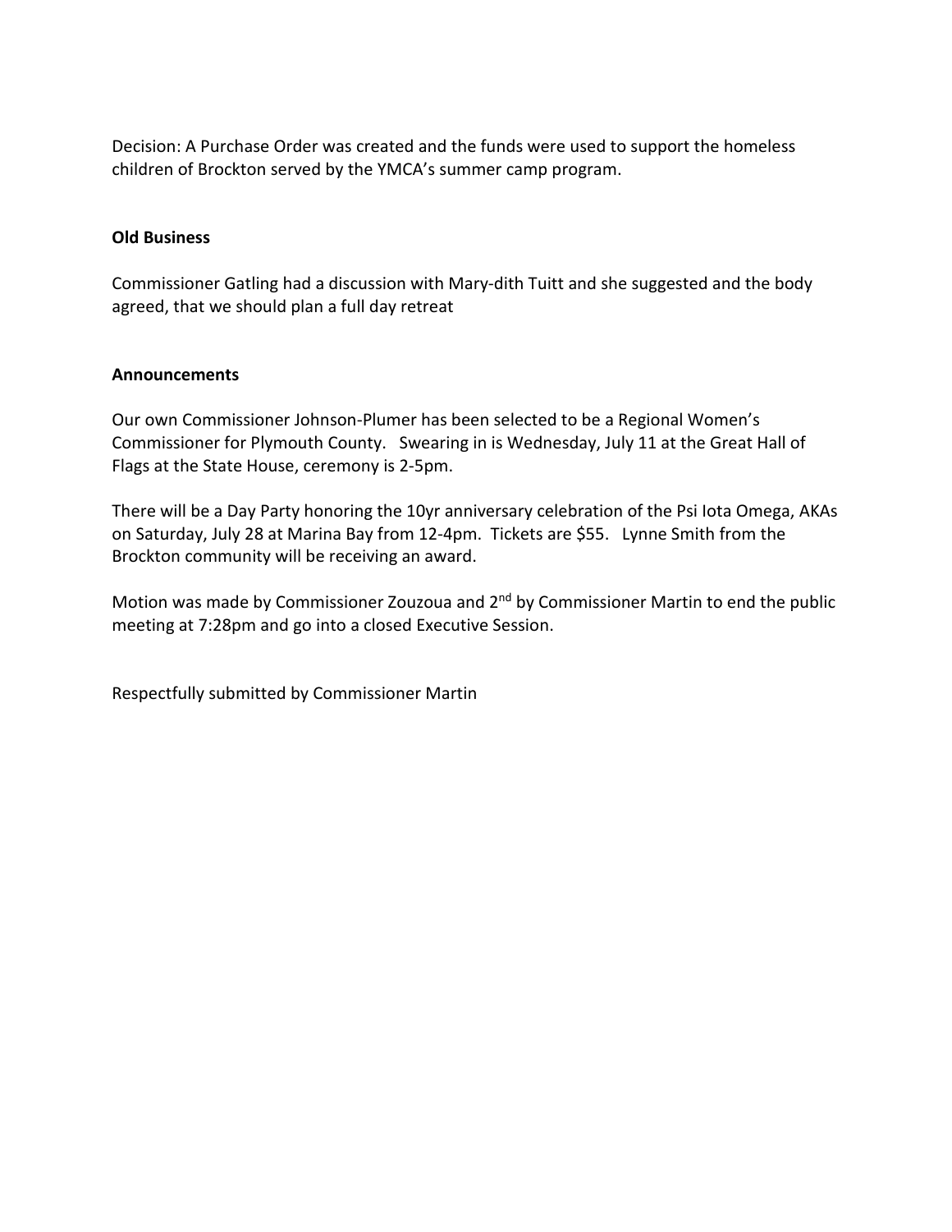Decision: A Purchase Order was created and the funds were used to support the homeless children of Brockton served by the YMCA's summer camp program.

**Old Business**

Commissioner Gatling had a discussion with Mary-dith Tuitt and she suggested and the body agreed, that we should plan a full day retreat

**Announcements**

Our own Commissioner Johnson-Plumer has been selected to be a Regional Women's Commissioner for Plymouth County. Swearing in is Wednesday, July 11 at the Great Hall of Flags at the State House, ceremony is 2-5pm.

There will be a Day Party honoring the 10yr anniversary celebration of the Psi Iota Omega, AKAs on Saturday, July 28 at Marina Bay from 12-4pm. Tickets are $55. Lynne Smith from the Brockton community will be receiving an award.

Motion was made by Commissioner Zouzoua and 2nd by Commissioner Martin to end the public meeting at 7:28pm and go into a closed Executive Session.

Respectfully submitted by Commissioner Martin